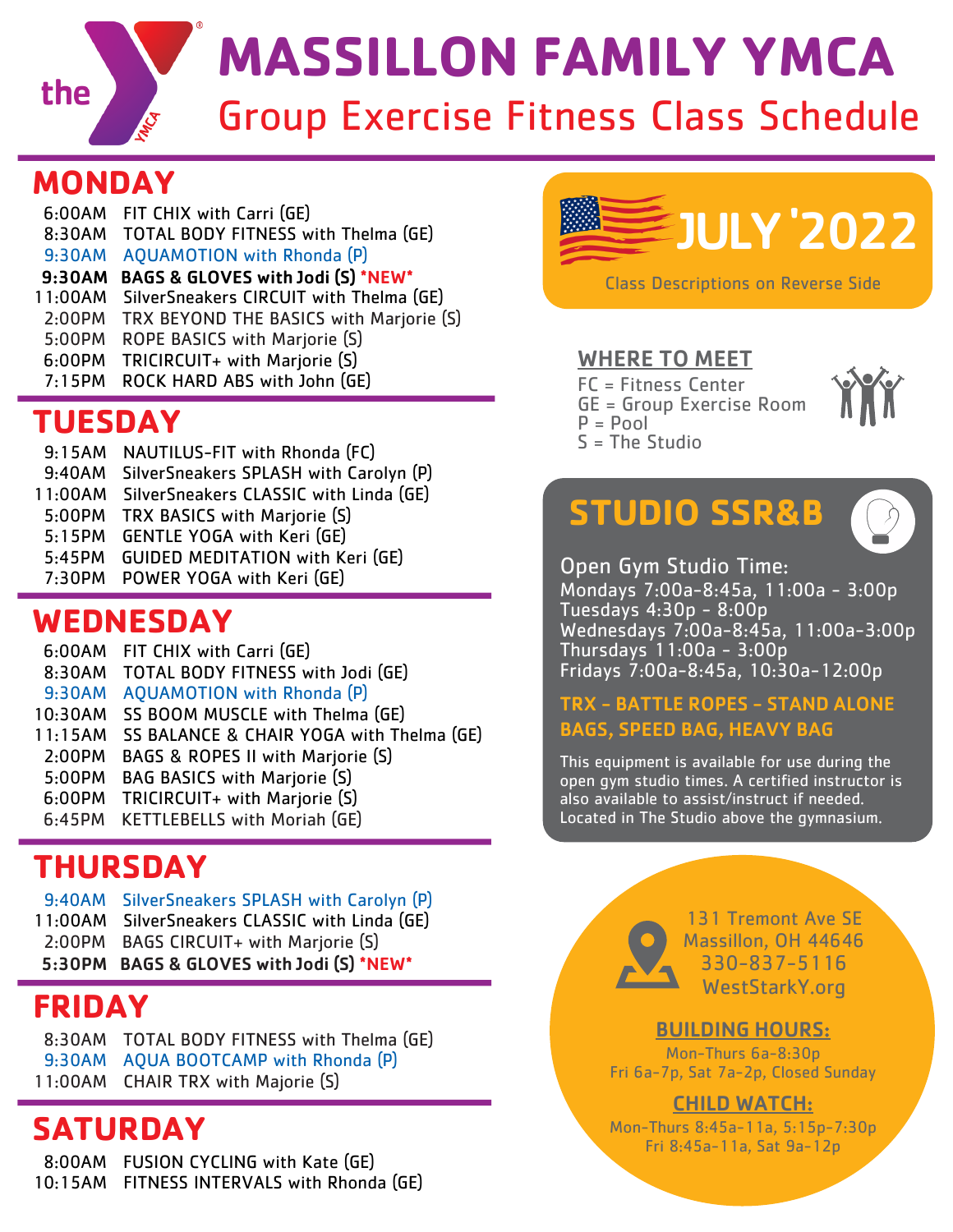# MASSILLON FAMILY YMCA

## Group Exercise Fitness Class Schedule

## MONDAY

6:00AM FIT CHIX with Carri (GE)
8:30AM TOTAL BODY FITNESS with Thelma (GE)
9:30AM AQUAMOTION with Rhonda (P)
**9:30AM BAGS & GLOVES with Jodi (S) *NEW***
11:00AM SilverSneakers CIRCUIT with Thelma (GE)
2:00PM TRX BEYOND THE BASICS with Marjorie (S)
5:00PM ROPE BASICS with Marjorie (S)
6:00PM TRICIRCUIT+ with Marjorie (S)
7:15PM ROCK HARD ABS with John (GE)

## TUESDAY

9:15AM NAUTILUS-FIT with Rhonda (FC)
9:40AM SilverSneakers SPLASH with Carolyn (P)
11:00AM SilverSneakers CLASSIC with Linda (GE)
5:00PM TRX BASICS with Marjorie (S)
5:15PM GENTLE YOGA with Keri (GE)
5:45PM GUIDED MEDITATION with Keri (GE)
7:30PM POWER YOGA with Keri (GE)

## WEDNESDAY

6:00AM FIT CHIX with Carri (GE)
8:30AM TOTAL BODY FITNESS with Jodi (GE)
9:30AM AQUAMOTION with Rhonda (P)
10:30AM SS BOOM MUSCLE with Thelma (GE)
11:15AM SS BALANCE & CHAIR YOGA with Thelma (GE)
2:00PM BAGS & ROPES II with Marjorie (S)
5:00PM BAG BASICS with Marjorie (S)
6:00PM TRICIRCUIT+ with Marjorie (S)
6:45PM KETTLEBELLS with Moriah (GE)

## THURSDAY

9:40AM SilverSneakers SPLASH with Carolyn (P)
11:00AM SilverSneakers CLASSIC with Linda (GE)
2:00PM BAGS CIRCUIT+ with Marjorie (S)
**5:30PM BAGS & GLOVES with Jodi (S) *NEW***

## FRIDAY

8:30AM TOTAL BODY FITNESS with Thelma (GE)
9:30AM AQUA BOOTCAMP with Rhonda (P)
11:00AM CHAIR TRX with Majorie (S)

## SATURDAY

8:00AM FUSION CYCLING with Kate (GE)
10:15AM FITNESS INTERVALS with Rhonda (GE)

## JULY '2022

Class Descriptions on Reverse Side

### WHERE TO MEET

FC = Fitness Center
GE = Group Exercise Room
P = Pool
S = The Studio

## STUDIO SSR&B

Open Gym Studio Time:
Mondays 7:00a-8:45a, 11:00a - 3:00p
Tuesdays 4:30p - 8:00p
Wednesdays 7:00a-8:45a, 11:00a-3:00p
Thursdays 11:00a - 3:00p
Fridays 7:00a-8:45a, 10:30a-12:00p

**TRX - BATTLE ROPES - STAND ALONE BAGS, SPEED BAG, HEAVY BAG**

This equipment is available for use during the open gym studio times. A certified instructor is also available to assist/instruct if needed. Located in The Studio above the gymnasium.

131 Tremont Ave SE
Massillon, OH 44646
330-837-5116
WestStarkY.org

### BUILDING HOURS:

Mon-Thurs 6a-8:30p
Fri 6a-7p, Sat 7a-2p, Closed Sunday

### CHILD WATCH:

Mon-Thurs 8:45a-11a, 5:15p-7:30p
Fri 8:45a-11a, Sat 9a-12p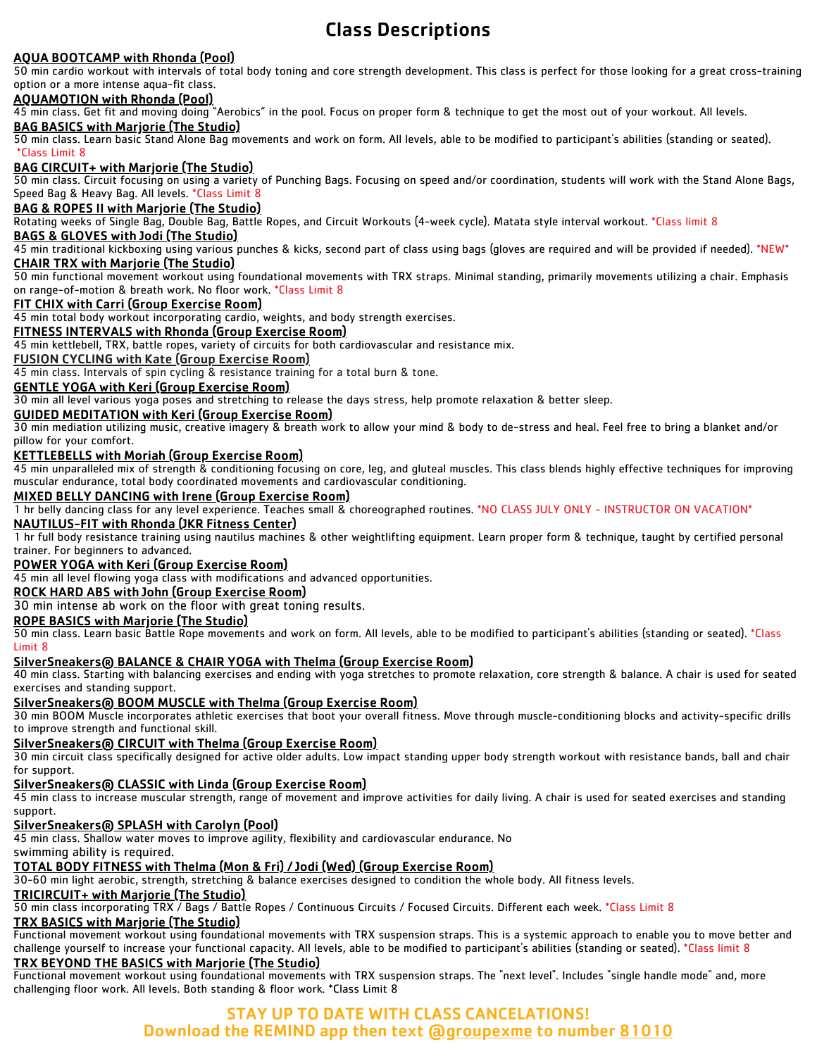# Class Descriptions

**AQUA BOOTCAMP with Rhonda (Pool)**
50 min cardio workout with intervals of total body toning and core strength development. This class is perfect for those looking for a great cross-training option or a more intense aqua-fit class.

**AQUAMOTION with Rhonda (Pool)**
45 min class. Get fit and moving doing "Aerobics" in the pool. Focus on proper form & technique to get the most out of your workout. All levels.

**BAG BASICS with Marjorie (The Studio)**
50 min class. Learn basic Stand Alone Bag movements and work on form. All levels, able to be modified to participant's abilities (standing or seated). *Class Limit 8

**BAG CIRCUIT+ with Marjorie (The Studio)**
50 min class. Circuit focusing on using a variety of Punching Bags. Focusing on speed and/or coordination, students will work with the Stand Alone Bags, Speed Bag & Heavy Bag. All levels. *Class Limit 8

**BAG & ROPES II with Marjorie (The Studio)**
Rotating weeks of Single Bag, Double Bag, Battle Ropes, and Circuit Workouts (4-week cycle). Matata style interval workout. *Class limit 8

**BAGS & GLOVES with Jodi (The Studio)**
45 min traditional kickboxing using various punches & kicks, second part of class using bags (gloves are required and will be provided if needed). *NEW*

**CHAIR TRX with Marjorie (The Studio)**
50 min functional movement workout using foundational movements with TRX straps. Minimal standing, primarily movements utilizing a chair. Emphasis on range-of-motion & breath work. No floor work. *Class Limit 8

**FIT CHIX with Carri (Group Exercise Room)**
45 min total body workout incorporating cardio, weights, and body strength exercises.

**FITNESS INTERVALS with Rhonda (Group Exercise Room)**
45 min kettlebell, TRX, battle ropes, variety of circuits for both cardiovascular and resistance mix.

**FUSION CYCLING with Kate (Group Exercise Room)**
45 min class. Intervals of spin cycling & resistance training for a total burn & tone.

**GENTLE YOGA with Keri (Group Exercise Room)**
30 min all level various yoga poses and stretching to release the days stress, help promote relaxation & better sleep.

**GUIDED MEDITATION with Keri (Group Exercise Room)**
30 min mediation utilizing music, creative imagery & breath work to allow your mind & body to de-stress and heal. Feel free to bring a blanket and/or pillow for your comfort.

**KETTLEBELLS with Moriah (Group Exercise Room)**
45 min unparalleled mix of strength & conditioning focusing on core, leg, and gluteal muscles. This class blends highly effective techniques for improving muscular endurance, total body coordinated movements and cardiovascular conditioning.

**MIXED BELLY DANCING with Irene (Group Exercise Room)**
1 hr belly dancing class for any level experience. Teaches small & choreographed routines. *NO CLASS JULY ONLY - INSTRUCTOR ON VACATION*

**NAUTILUS-FIT with Rhonda (JKR Fitness Center)**
1 hr full body resistance training using nautilus machines & other weightlifting equipment. Learn proper form & technique, taught by certified personal trainer. For beginners to advanced.

**POWER YOGA with Keri (Group Exercise Room)**
45 min all level flowing yoga class with modifications and advanced opportunities.

**ROCK HARD ABS with John (Group Exercise Room)**
30 min intense ab work on the floor with great toning results.

**ROPE BASICS with Marjorie (The Studio)**
50 min class. Learn basic Battle Rope movements and work on form. All levels, able to be modified to participant's abilities (standing or seated). *Class Limit 8

**SilverSneakers® BALANCE & CHAIR YOGA with Thelma (Group Exercise Room)**
40 min class. Starting with balancing exercises and ending with yoga stretches to promote relaxation, core strength & balance. A chair is used for seated exercises and standing support.

**SilverSneakers® BOOM MUSCLE with Thelma (Group Exercise Room)**
30 min BOOM Muscle incorporates athletic exercises that boot your overall fitness. Move through muscle-conditioning blocks and activity-specific drills to improve strength and functional skill.

**SilverSneakers® CIRCUIT with Thelma (Group Exercise Room)**
30 min circuit class specifically designed for active older adults. Low impact standing upper body strength workout with resistance bands, ball and chair for support.

**SilverSneakers® CLASSIC with Linda (Group Exercise Room)**
45 min class to increase muscular strength, range of movement and improve activities for daily living. A chair is used for seated exercises and standing support.

**SilverSneakers® SPLASH with Carolyn (Pool)**
45 min class. Shallow water moves to improve agility, flexibility and cardiovascular endurance. No swimming ability is required.

**TOTAL BODY FITNESS with Thelma (Mon & Fri) / Jodi (Wed) (Group Exercise Room)**
30-60 min light aerobic, strength, stretching & balance exercises designed to condition the whole body. All fitness levels.

**TRICIRCUIT+ with Marjorie (The Studio)**
50 min class incorporating TRX / Bags / Battle Ropes / Continuous Circuits / Focused Circuits. Different each week. *Class Limit 8

**TRX BASICS with Marjorie (The Studio)**
Functional movement workout using foundational movements with TRX suspension straps. This is a systemic approach to enable you to move better and challenge yourself to increase your functional capacity. All levels, able to be modified to participant's abilities (standing or seated). *Class limit 8

**TRX BEYOND THE BASICS with Marjorie (The Studio)**
Functional movement workout using foundational movements with TRX suspension straps. The "next level". Includes "single handle mode" and, more challenging floor work. All levels. Both standing & floor work. *Class Limit 8

**STAY UP TO DATE WITH CLASS CANCELATIONS!**
**Download the REMIND app then text @groupexme to number 81010**